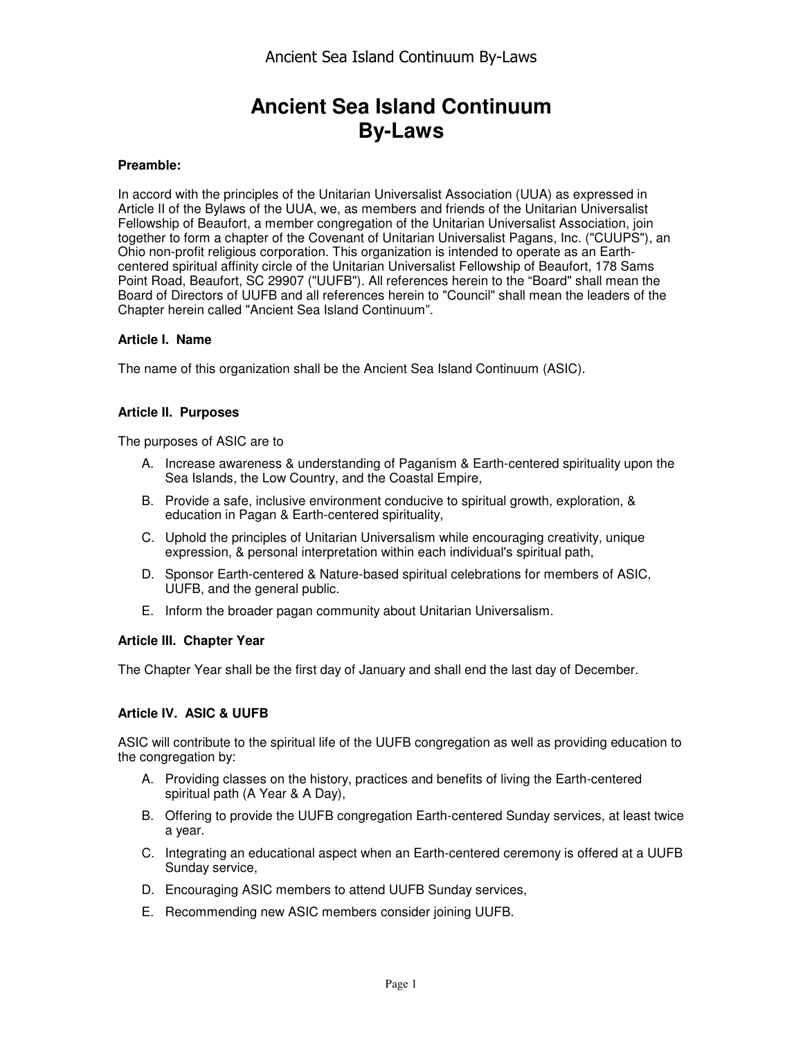# Ancient Sea Island Continuum
# By-Laws

**Preamble:**

In accord with the principles of the Unitarian Universalist Association (UUA) as expressed in Article II of the Bylaws of the UUA, we, as members and friends of the Unitarian Universalist Fellowship of Beaufort, a member congregation of the Unitarian Universalist Association, join together to form a chapter of the Covenant of Unitarian Universalist Pagans, Inc. ("CUUPS"), an Ohio non-profit religious corporation. This organization is intended to operate as an Earth-centered spiritual affinity circle of the Unitarian Universalist Fellowship of Beaufort, 178 Sams Point Road, Beaufort, SC 29907 ("UUFB"). All references herein to the “Board" shall mean the Board of Directors of UUFB and all references herein to "Council" shall mean the leaders of the Chapter herein called "Ancient Sea Island Continuum”.

**Article I. Name**

The name of this organization shall be the Ancient Sea Island Continuum (ASIC).

**Article II. Purposes**

The purposes of ASIC are to

A. Increase awareness & understanding of Paganism & Earth-centered spirituality upon the Sea Islands, the Low Country, and the Coastal Empire,

B. Provide a safe, inclusive environment conducive to spiritual growth, exploration, & education in Pagan & Earth-centered spirituality,

C. Uphold the principles of Unitarian Universalism while encouraging creativity, unique expression, & personal interpretation within each individual's spiritual path,

D. Sponsor Earth-centered & Nature-based spiritual celebrations for members of ASIC, UUFB, and the general public.

E. Inform the broader pagan community about Unitarian Universalism.

**Article III. Chapter Year**

The Chapter Year shall be the first day of January and shall end the last day of December.

**Article IV. ASIC & UUFB**

ASIC will contribute to the spiritual life of the UUFB congregation as well as providing education to the congregation by:

A. Providing classes on the history, practices and benefits of living the Earth-centered spiritual path (A Year & A Day),

B. Offering to provide the UUFB congregation Earth-centered Sunday services, at least twice a year.

C. Integrating an educational aspect when an Earth-centered ceremony is offered at a UUFB Sunday service,

D. Encouraging ASIC members to attend UUFB Sunday services,

E. Recommending new ASIC members consider joining UUFB.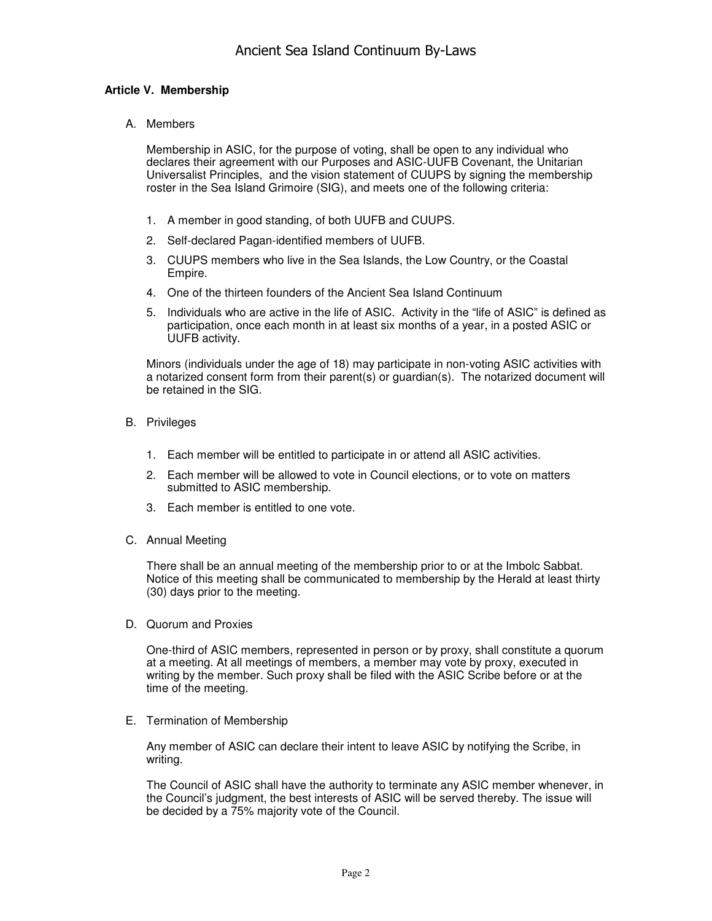## Article V. Membership

A. Members

Membership in ASIC, for the purpose of voting, shall be open to any individual who declares their agreement with our Purposes and ASIC-UUFB Covenant, the Unitarian Universalist Principles, and the vision statement of CUUPS by signing the membership roster in the Sea Island Grimoire (SIG), and meets one of the following criteria:

1. A member in good standing, of both UUFB and CUUPS.
2. Self-declared Pagan-identified members of UUFB.
3. CUUPS members who live in the Sea Islands, the Low Country, or the Coastal Empire.
4. One of the thirteen founders of the Ancient Sea Island Continuum
5. Individuals who are active in the life of ASIC. Activity in the "life of ASIC" is defined as participation, once each month in at least six months of a year, in a posted ASIC or UUFB activity.

Minors (individuals under the age of 18) may participate in non-voting ASIC activities with a notarized consent form from their parent(s) or guardian(s). The notarized document will be retained in the SIG.

B. Privileges

1. Each member will be entitled to participate in or attend all ASIC activities.
2. Each member will be allowed to vote in Council elections, or to vote on matters submitted to ASIC membership.
3. Each member is entitled to one vote.

C. Annual Meeting

There shall be an annual meeting of the membership prior to or at the Imbolc Sabbat. Notice of this meeting shall be communicated to membership by the Herald at least thirty (30) days prior to the meeting.

D. Quorum and Proxies

One-third of ASIC members, represented in person or by proxy, shall constitute a quorum at a meeting. At all meetings of members, a member may vote by proxy, executed in writing by the member. Such proxy shall be filed with the ASIC Scribe before or at the time of the meeting.

E. Termination of Membership

Any member of ASIC can declare their intent to leave ASIC by notifying the Scribe, in writing.

The Council of ASIC shall have the authority to terminate any ASIC member whenever, in the Council's judgment, the best interests of ASIC will be served thereby. The issue will be decided by a 75% majority vote of the Council.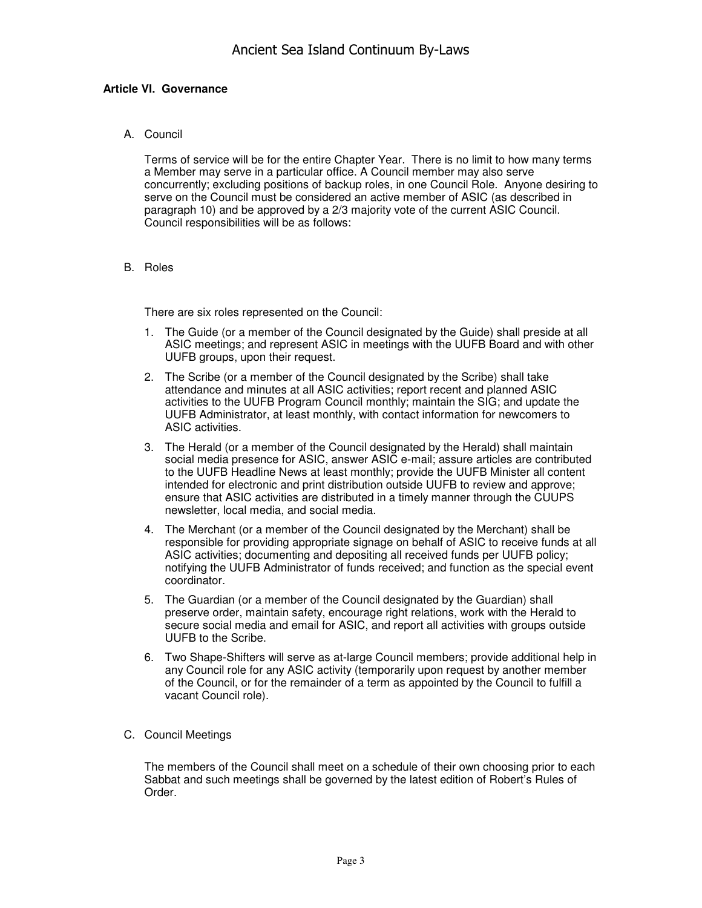## Article VI. Governance

A. Council

Terms of service will be for the entire Chapter Year. There is no limit to how many terms a Member may serve in a particular office. A Council member may also serve concurrently; excluding positions of backup roles, in one Council Role. Anyone desiring to serve on the Council must be considered an active member of ASIC (as described in paragraph 10) and be approved by a 2/3 majority vote of the current ASIC Council. Council responsibilities will be as follows:

B. Roles

There are six roles represented on the Council:

1. The Guide (or a member of the Council designated by the Guide) shall preside at all ASIC meetings; and represent ASIC in meetings with the UUFB Board and with other UUFB groups, upon their request.
2. The Scribe (or a member of the Council designated by the Scribe) shall take attendance and minutes at all ASIC activities; report recent and planned ASIC activities to the UUFB Program Council monthly; maintain the SIG; and update the UUFB Administrator, at least monthly, with contact information for newcomers to ASIC activities.
3. The Herald (or a member of the Council designated by the Herald) shall maintain social media presence for ASIC, answer ASIC e-mail; assure articles are contributed to the UUFB Headline News at least monthly; provide the UUFB Minister all content intended for electronic and print distribution outside UUFB to review and approve; ensure that ASIC activities are distributed in a timely manner through the CUUPS newsletter, local media, and social media.
4. The Merchant (or a member of the Council designated by the Merchant) shall be responsible for providing appropriate signage on behalf of ASIC to receive funds at all ASIC activities; documenting and depositing all received funds per UUFB policy; notifying the UUFB Administrator of funds received; and function as the special event coordinator.
5. The Guardian (or a member of the Council designated by the Guardian) shall preserve order, maintain safety, encourage right relations, work with the Herald to secure social media and email for ASIC, and report all activities with groups outside UUFB to the Scribe.
6. Two Shape-Shifters will serve as at-large Council members; provide additional help in any Council role for any ASIC activity (temporarily upon request by another member of the Council, or for the remainder of a term as appointed by the Council to fulfill a vacant Council role).

C. Council Meetings

The members of the Council shall meet on a schedule of their own choosing prior to each Sabbat and such meetings shall be governed by the latest edition of Robert's Rules of Order.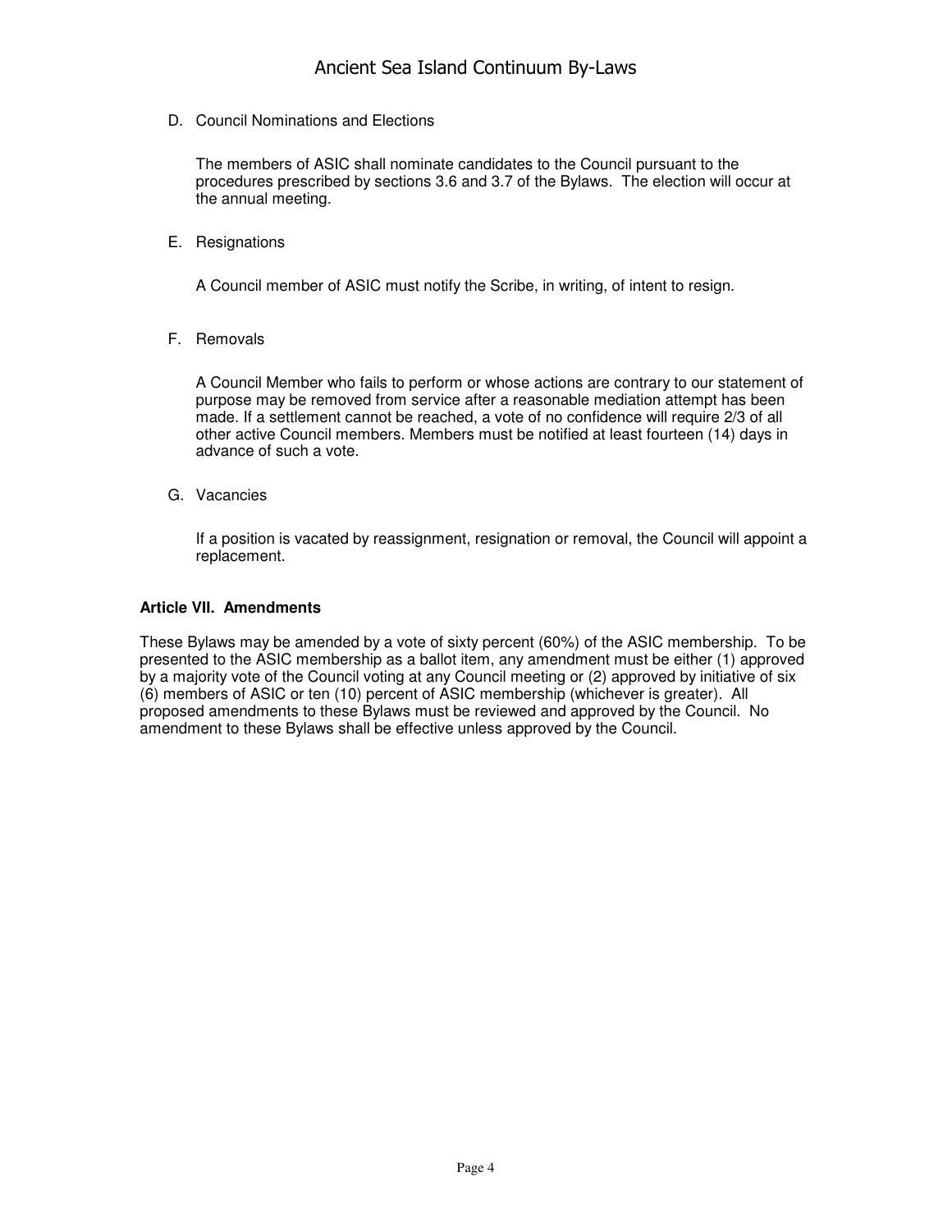D. Council Nominations and Elections

The members of ASIC shall nominate candidates to the Council pursuant to the procedures prescribed by sections 3.6 and 3.7 of the Bylaws. The election will occur at the annual meeting.

E. Resignations

A Council member of ASIC must notify the Scribe, in writing, of intent to resign.

F. Removals

A Council Member who fails to perform or whose actions are contrary to our statement of purpose may be removed from service after a reasonable mediation attempt has been made. If a settlement cannot be reached, a vote of no confidence will require 2/3 of all other active Council members. Members must be notified at least fourteen (14) days in advance of such a vote.

G. Vacancies

If a position is vacated by reassignment, resignation or removal, the Council will appoint a replacement.

### Article VII. Amendments

These Bylaws may be amended by a vote of sixty percent (60%) of the ASIC membership. To be presented to the ASIC membership as a ballot item, any amendment must be either (1) approved by a majority vote of the Council voting at any Council meeting or (2) approved by initiative of six (6) members of ASIC or ten (10) percent of ASIC membership (whichever is greater). All proposed amendments to these Bylaws must be reviewed and approved by the Council. No amendment to these Bylaws shall be effective unless approved by the Council.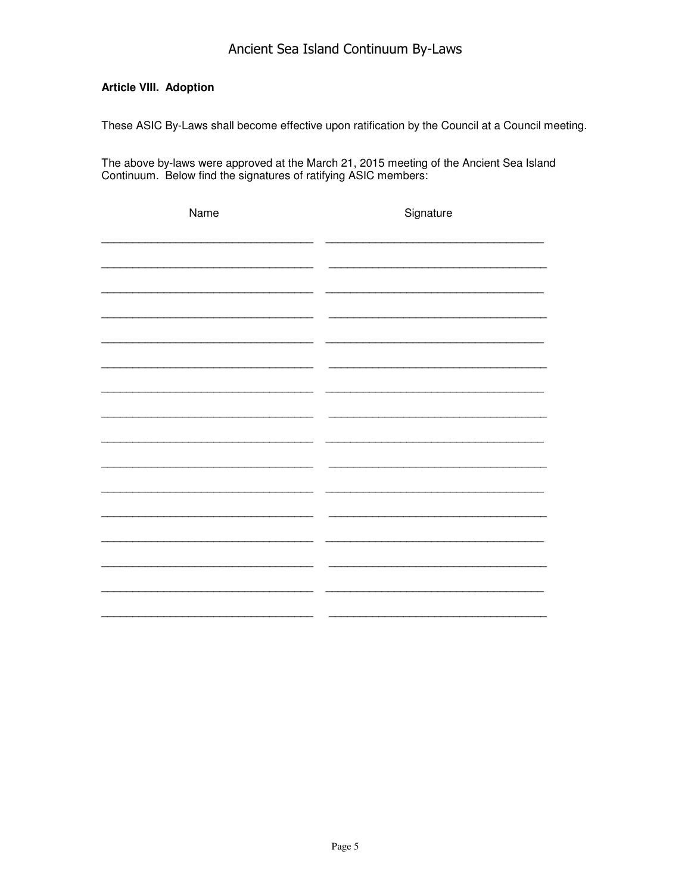## Article VIII. Adoption

These ASIC By-Laws shall become effective upon ratification by the Council at a Council meeting.

The above by-laws were approved at the March 21, 2015 meeting of the Ancient Sea Island Continuum. Below find the signatures of ratifying ASIC members:

| Name | Signature |
|---|---|
| ______________________________ | ______________________________ |
| ______________________________ | ______________________________ |
| ______________________________ | ______________________________ |
| ______________________________ | ______________________________ |
| ______________________________ | ______________________________ |
| ______________________________ | ______________________________ |
| ______________________________ | ______________________________ |
| ______________________________ | ______________________________ |
| ______________________________ | ______________________________ |
| ______________________________ | ______________________________ |
| ______________________________ | ______________________________ |
| ______________________________ | ______________________________ |
| ______________________________ | ______________________________ |
| ______________________________ | ______________________________ |
| ______________________________ | ______________________________ |
| ______________________________ | ______________________________ |